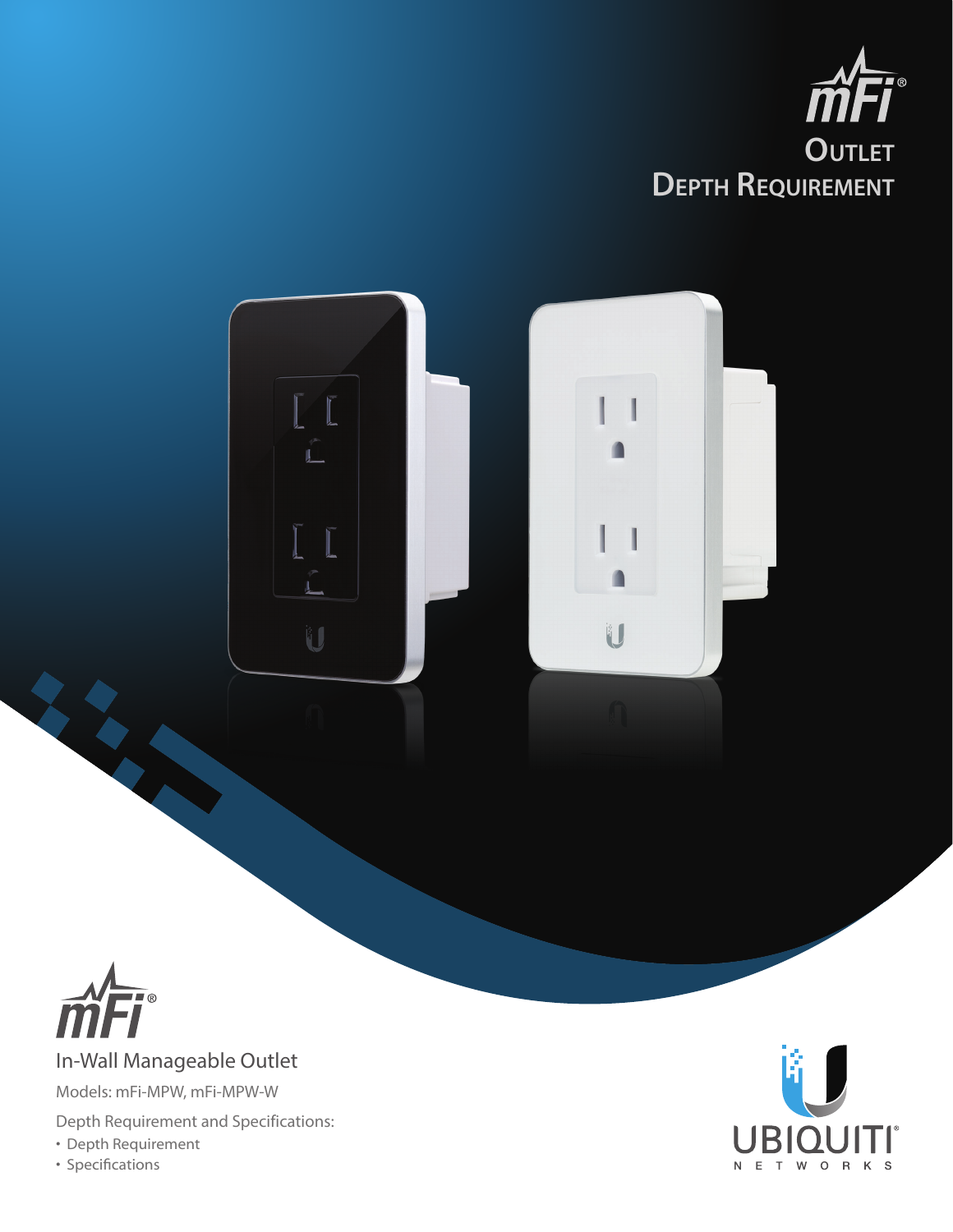# mFi®

## Outlet Depth Requirement

mFi®

In-Wall Manageable Outlet

Models: mFi-MPW, mFi-MPW-W

Depth Requirement and Specifications:

- Depth Requirement
- Specifications

UBIQUITI® NETWORKS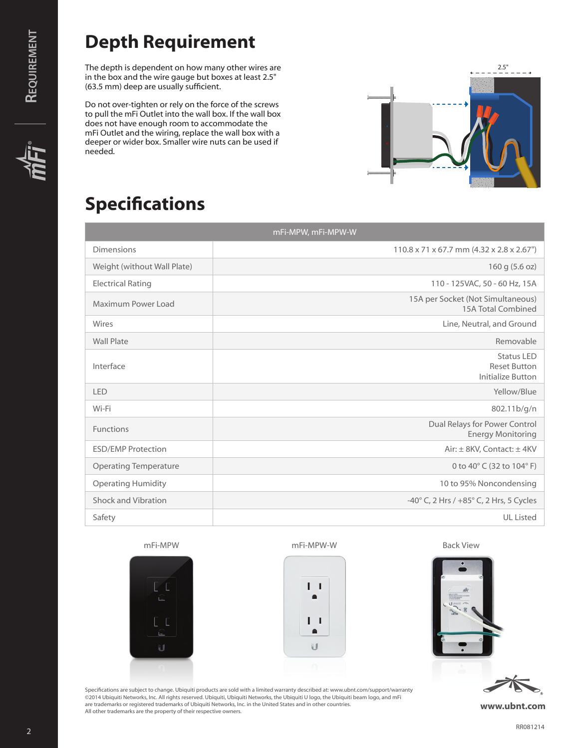# Depth Requirement

The depth is dependent on how many other wires are in the box and the wire gauge but boxes at least 2.5" (63.5 mm) deep are usually sufficient.

Do not over-tighten or rely on the force of the screws to pull the mFi Outlet into the wall box. If the wall box does not have enough room to accommodate the mFi Outlet and the wiring, replace the wall box with a deeper or wider box. Smaller wire nuts can be used if needed.

2.5"

# Specifications

| mFi-MPW, mFi-MPW-W | |
|---|---|
| Dimensions | 110.8 x 71 x 67.7 mm (4.32 x 2.8 x 2.67") |
| Weight (without Wall Plate) | 160 g (5.6 oz) |
| Electrical Rating | 110 - 125VAC, 50 - 60 Hz, 15A |
| Maximum Power Load | 15A per Socket (Not Simultaneous)<br>15A Total Combined |
| Wires | Line, Neutral, and Ground |
| Wall Plate | Removable |
| Interface | Status LED<br>Reset Button<br>Initialize Button |
| LED | Yellow/Blue |
| Wi-Fi | 802.11b/g/n |
| Functions | Dual Relays for Power Control<br>Energy Monitoring |
| ESD/EMP Protection | Air: ± 8KV, Contact: ± 4KV |
| Operating Temperature | 0 to 40° C (32 to 104° F) |
| Operating Humidity | 10 to 95% Noncondensing |
| Shock and Vibration | -40° C, 2 Hrs / +85° C, 2 Hrs, 5 Cycles |
| Safety | UL Listed |

mFi-MPW

mFi-MPW-W

Back View

Specifications are subject to change. Ubiquiti products are sold with a limited warranty described at: www.ubnt.com/support/warranty
©2014 Ubiquiti Networks, Inc. All rights reserved. Ubiquiti, Ubiquiti Networks, the Ubiquiti U logo, the Ubiquiti beam logo, and mFi are trademarks or registered trademarks of Ubiquiti Networks, Inc. in the United States and in other countries.
All other trademarks are the property of their respective owners.

**www.ubnt.com**

RR081214